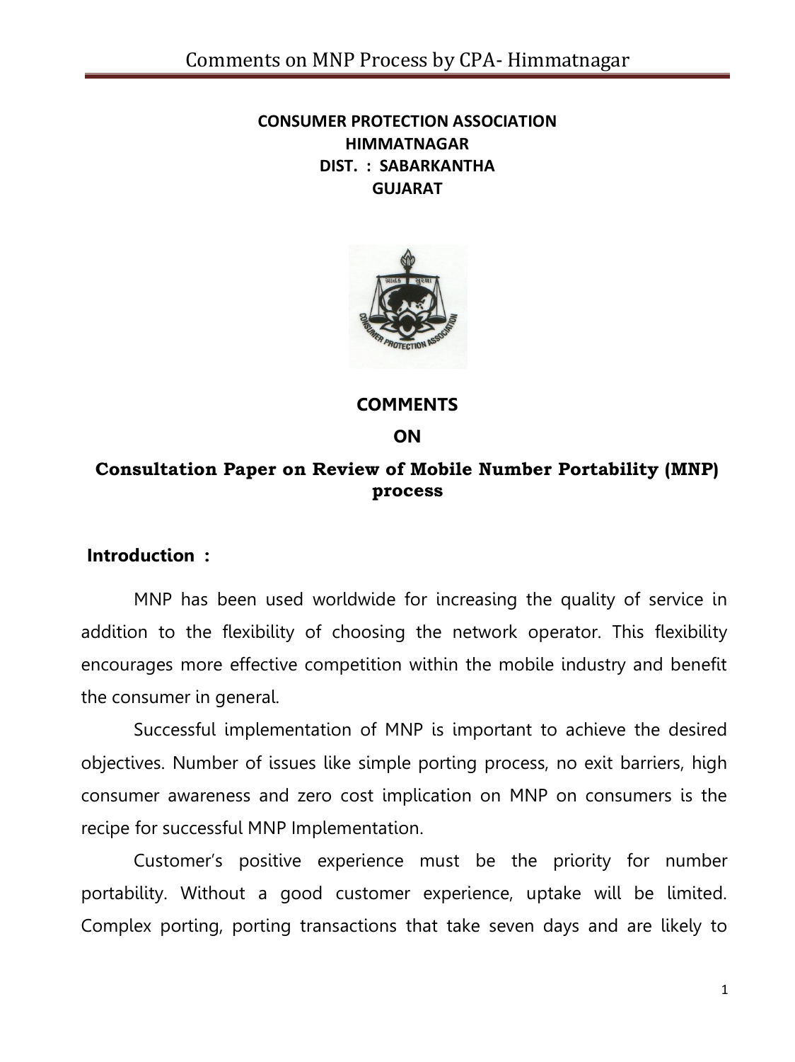**CONSUMER PROTECTION ASSOCIATION**
**HIMMATNAGAR**
**DIST. : SABARKANTHA**
**GUJARAT**

# COMMENTS
# ON
# Consultation Paper on Review of Mobile Number Portability (MNP) process

## Introduction :

MNP has been used worldwide for increasing the quality of service in addition to the flexibility of choosing the network operator. This flexibility encourages more effective competition within the mobile industry and benefit the consumer in general.

Successful implementation of MNP is important to achieve the desired objectives. Number of issues like simple porting process, no exit barriers, high consumer awareness and zero cost implication on MNP on consumers is the recipe for successful MNP Implementation.

Customer's positive experience must be the priority for number portability. Without a good customer experience, uptake will be limited. Complex porting, porting transactions that take seven days and are likely to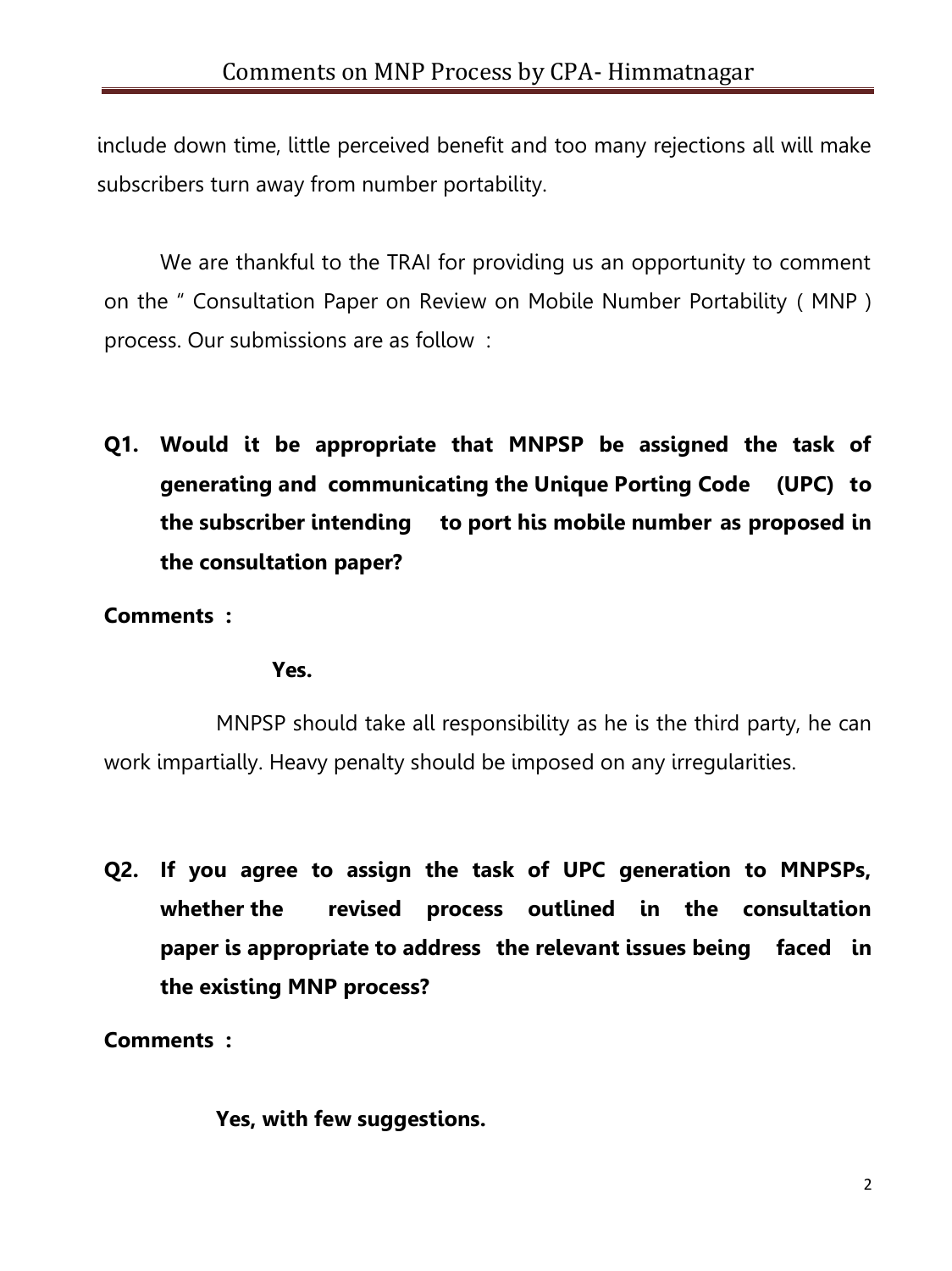include down time, little perceived benefit and too many rejections all will make subscribers turn away from number portability.

We are thankful to the TRAI for providing us an opportunity to comment on the " Consultation Paper on Review on Mobile Number Portability ( MNP ) process. Our submissions are as follow :

**Q1. Would it be appropriate that MNPSP be assigned the task of generating and communicating the Unique Porting Code (UPC) to the subscriber intending to port his mobile number as proposed in the consultation paper?**

**Comments :**

**Yes.**

MNPSP should take all responsibility as he is the third party, he can work impartially. Heavy penalty should be imposed on any irregularities.

**Q2. If you agree to assign the task of UPC generation to MNPSPs, whether the revised process outlined in the consultation paper is appropriate to address the relevant issues being faced in the existing MNP process?**

**Comments :**

**Yes, with few suggestions.**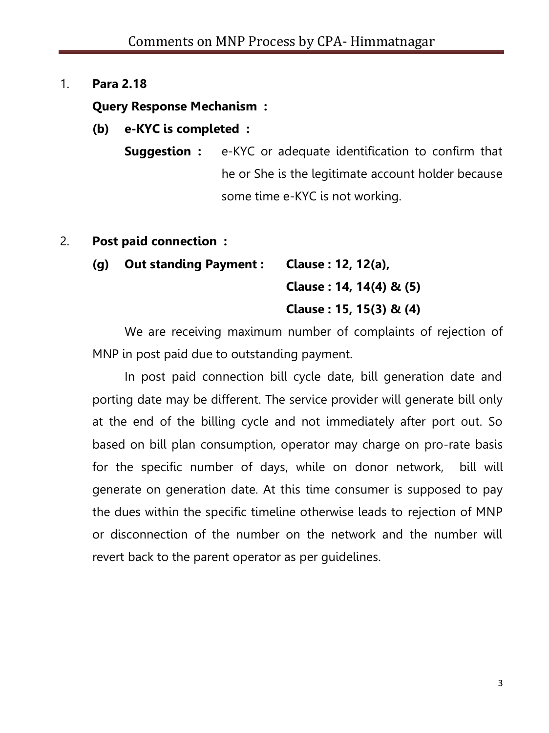1. **Para 2.18**

   **Query Response Mechanism :**

   **(b) e-KYC is completed :**

   **Suggestion :** e-KYC or adequate identification to confirm that he or She is the legitimate account holder because some time e-KYC is not working.

2. **Post paid connection :**

   **(g) Out standing Payment : Clause : 12, 12(a),**
   **Clause : 14, 14(4) & (5)**
   **Clause : 15, 15(3) & (4)**

   We are receiving maximum number of complaints of rejection of MNP in post paid due to outstanding payment.

   In post paid connection bill cycle date, bill generation date and porting date may be different. The service provider will generate bill only at the end of the billing cycle and not immediately after port out. So based on bill plan consumption, operator may charge on pro-rate basis for the specific number of days, while on donor network, bill will generate on generation date. At this time consumer is supposed to pay the dues within the specific timeline otherwise leads to rejection of MNP or disconnection of the number on the network and the number will revert back to the parent operator as per guidelines.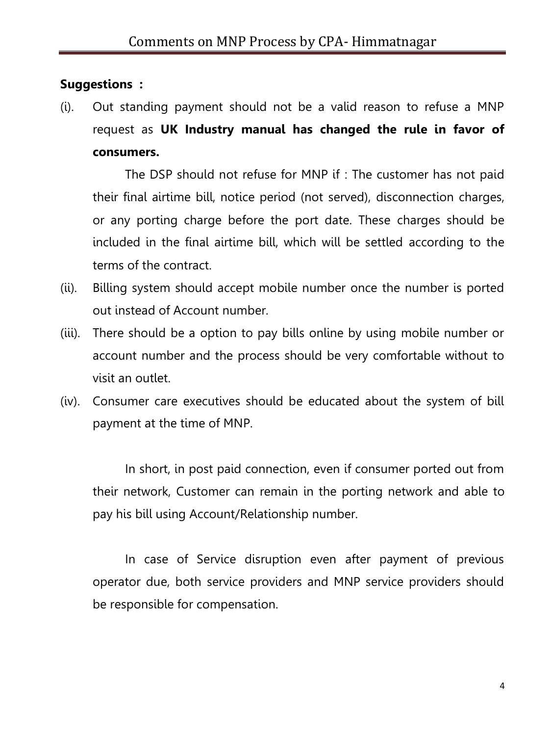**Suggestions :**

(i). Out standing payment should not be a valid reason to refuse a MNP request as **UK Industry manual has changed the rule in favor of consumers.**

The DSP should not refuse for MNP if : The customer has not paid their final airtime bill, notice period (not served), disconnection charges, or any porting charge before the port date. These charges should be included in the final airtime bill, which will be settled according to the terms of the contract.

(ii). Billing system should accept mobile number once the number is ported out instead of Account number.

(iii). There should be a option to pay bills online by using mobile number or account number and the process should be very comfortable without to visit an outlet.

(iv). Consumer care executives should be educated about the system of bill payment at the time of MNP.

In short, in post paid connection, even if consumer ported out from their network, Customer can remain in the porting network and able to pay his bill using Account/Relationship number.

In case of Service disruption even after payment of previous operator due, both service providers and MNP service providers should be responsible for compensation.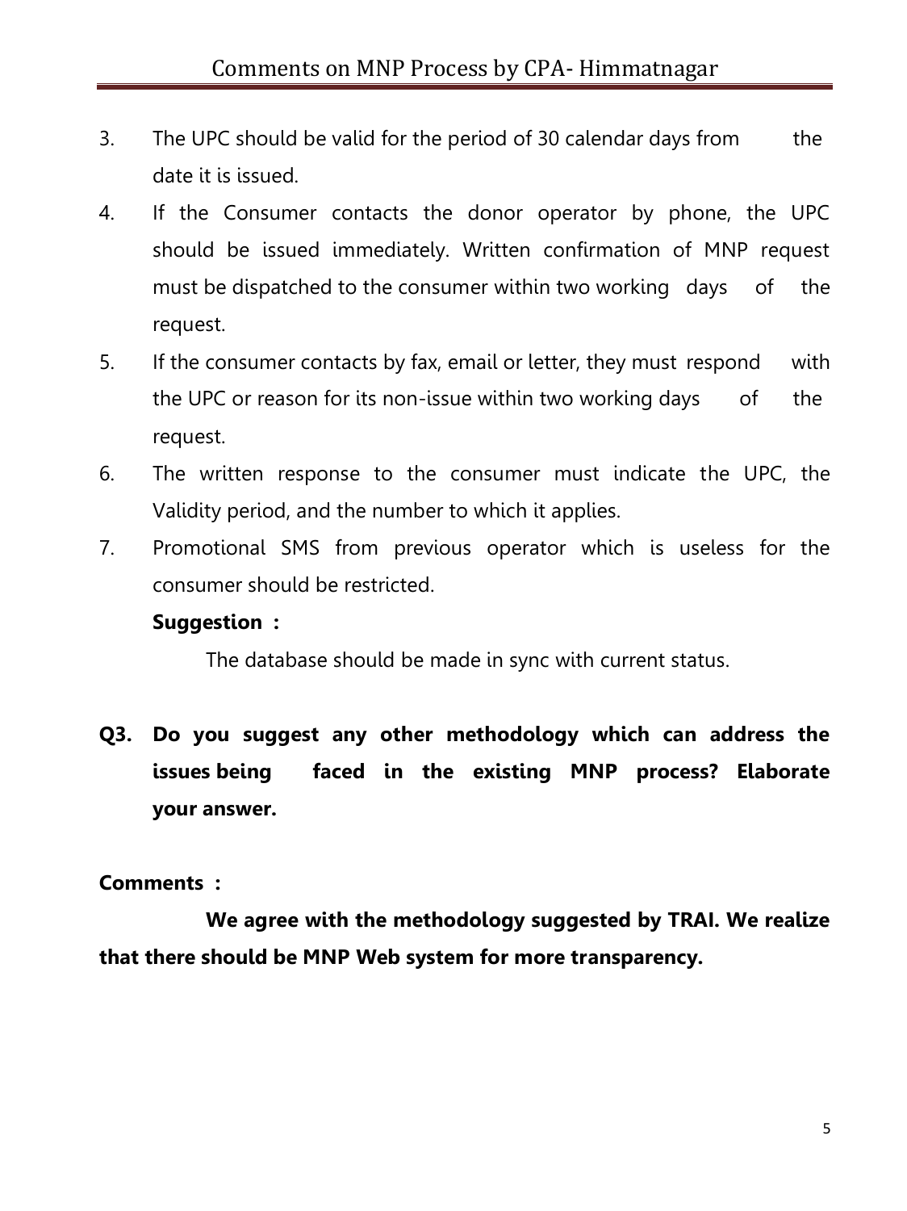3. The UPC should be valid for the period of 30 calendar days from the date it is issued.
4. If the Consumer contacts the donor operator by phone, the UPC should be issued immediately. Written confirmation of MNP request must be dispatched to the consumer within two working days of the request.
5. If the consumer contacts by fax, email or letter, they must respond with the UPC or reason for its non-issue within two working days of the request.
6. The written response to the consumer must indicate the UPC, the Validity period, and the number to which it applies.
7. Promotional SMS from previous operator which is useless for the consumer should be restricted.

   **Suggestion :**

   The database should be made in sync with current status.

**Q3. Do you suggest any other methodology which can address the issues being faced in the existing MNP process? Elaborate your answer.**

**Comments :**

**We agree with the methodology suggested by TRAI. We realize that there should be MNP Web system for more transparency.**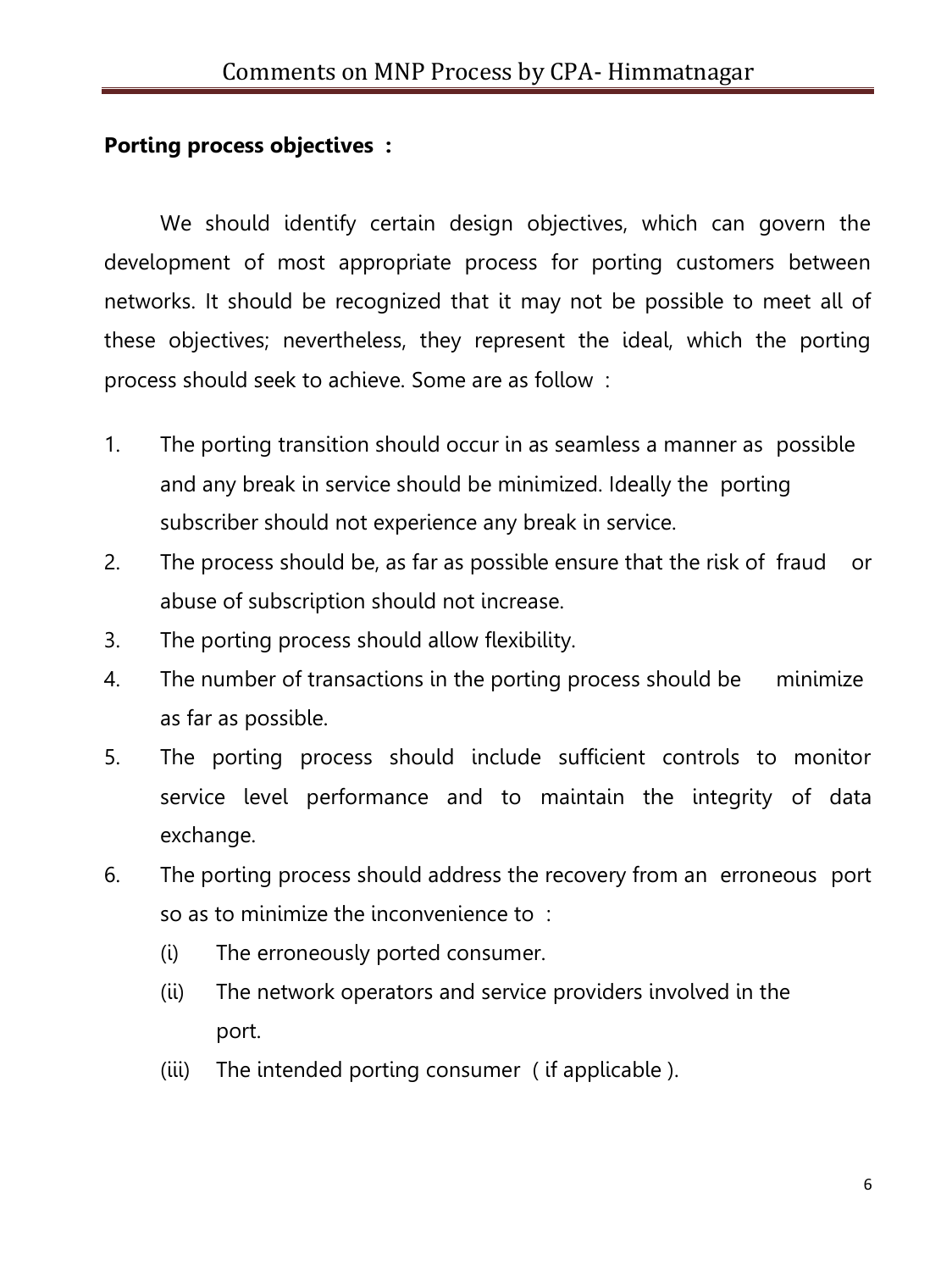**Porting process objectives :**

We should identify certain design objectives, which can govern the development of most appropriate process for porting customers between networks. It should be recognized that it may not be possible to meet all of these objectives; nevertheless, they represent the ideal, which the porting process should seek to achieve. Some are as follow :

1. The porting transition should occur in as seamless a manner as possible and any break in service should be minimized. Ideally the porting subscriber should not experience any break in service.
2. The process should be, as far as possible ensure that the risk of fraud or abuse of subscription should not increase.
3. The porting process should allow flexibility.
4. The number of transactions in the porting process should be minimize as far as possible.
5. The porting process should include sufficient controls to monitor service level performance and to maintain the integrity of data exchange.
6. The porting process should address the recovery from an erroneous port so as to minimize the inconvenience to :
   - (i) The erroneously ported consumer.
   - (ii) The network operators and service providers involved in the port.
   - (iii) The intended porting consumer ( if applicable ).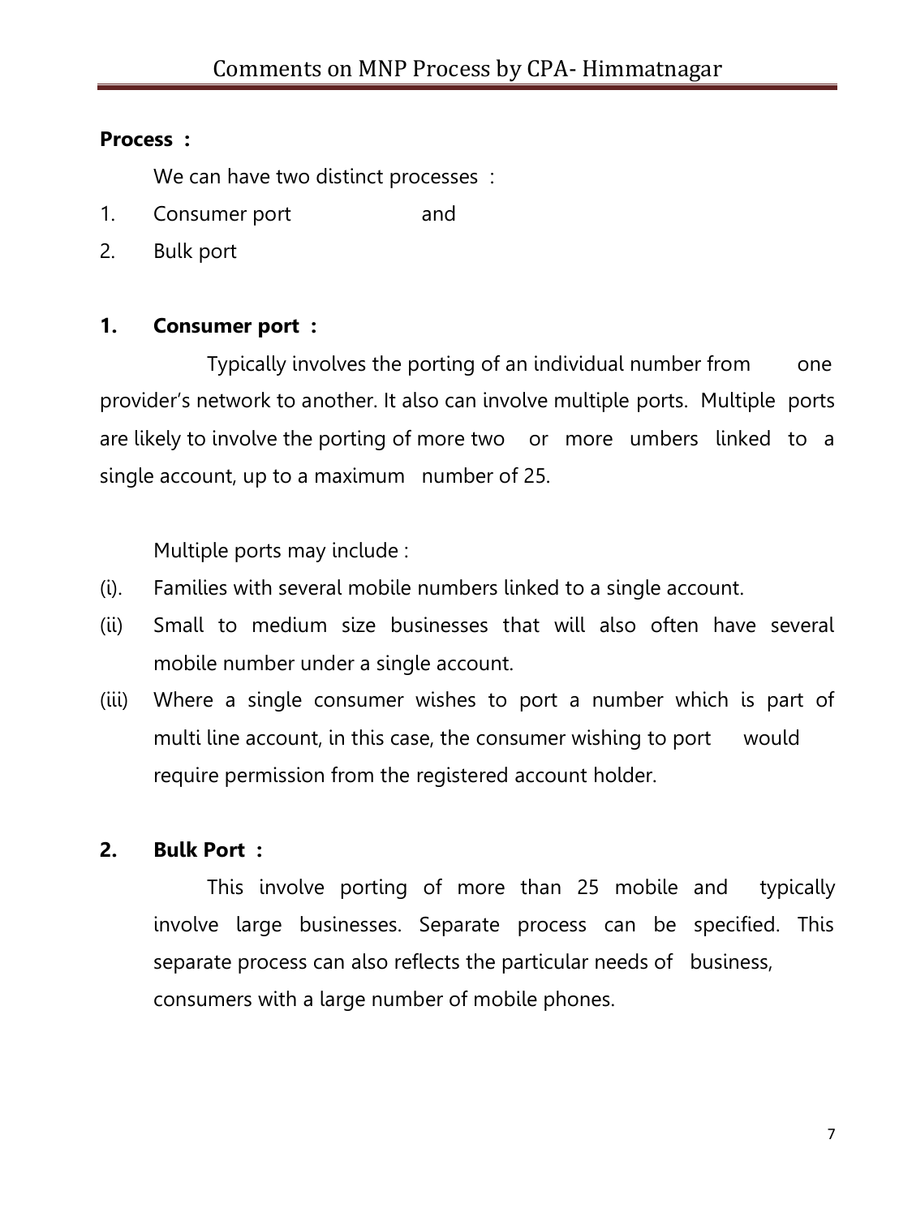**Process :**

We can have two distinct processes :

1. Consumer port and
2. Bulk port

**1. Consumer port :**

Typically involves the porting of an individual number from one provider's network to another. It also can involve multiple ports. Multiple ports are likely to involve the porting of more two or more umbers linked to a single account, up to a maximum number of 25.

Multiple ports may include :

(i). Families with several mobile numbers linked to a single account.

(ii) Small to medium size businesses that will also often have several mobile number under a single account.

(iii) Where a single consumer wishes to port a number which is part of multi line account, in this case, the consumer wishing to port would require permission from the registered account holder.

**2. Bulk Port :**

This involve porting of more than 25 mobile and typically involve large businesses. Separate process can be specified. This separate process can also reflects the particular needs of business, consumers with a large number of mobile phones.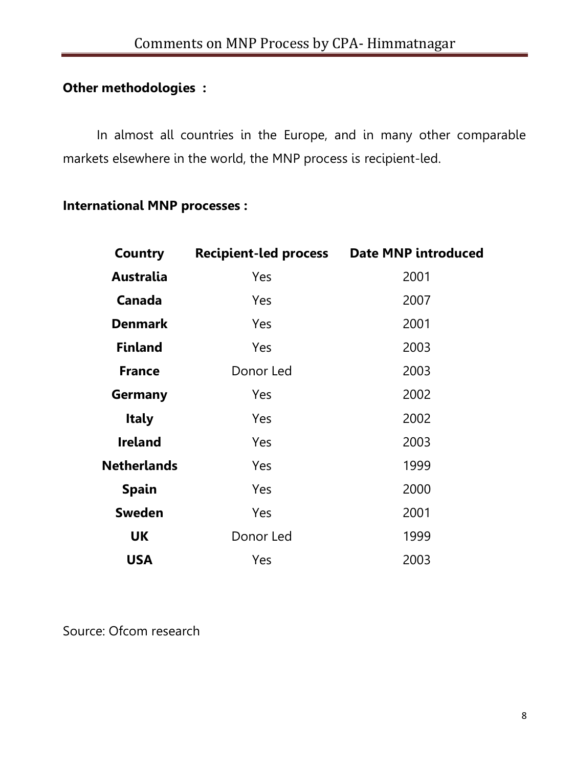**Other methodologies :**

In almost all countries in the Europe, and in many other comparable markets elsewhere in the world, the MNP process is recipient-led.

**International MNP processes :**

| Country | Recipient-led process | Date MNP introduced |
|---|---|---|
| **Australia** | Yes | 2001 |
| **Canada** | Yes | 2007 |
| **Denmark** | Yes | 2001 |
| **Finland** | Yes | 2003 |
| **France** | Donor Led | 2003 |
| **Germany** | Yes | 2002 |
| **Italy** | Yes | 2002 |
| **Ireland** | Yes | 2003 |
| **Netherlands** | Yes | 1999 |
| **Spain** | Yes | 2000 |
| **Sweden** | Yes | 2001 |
| **UK** | Donor Led | 1999 |
| **USA** | Yes | 2003 |

Source: Ofcom research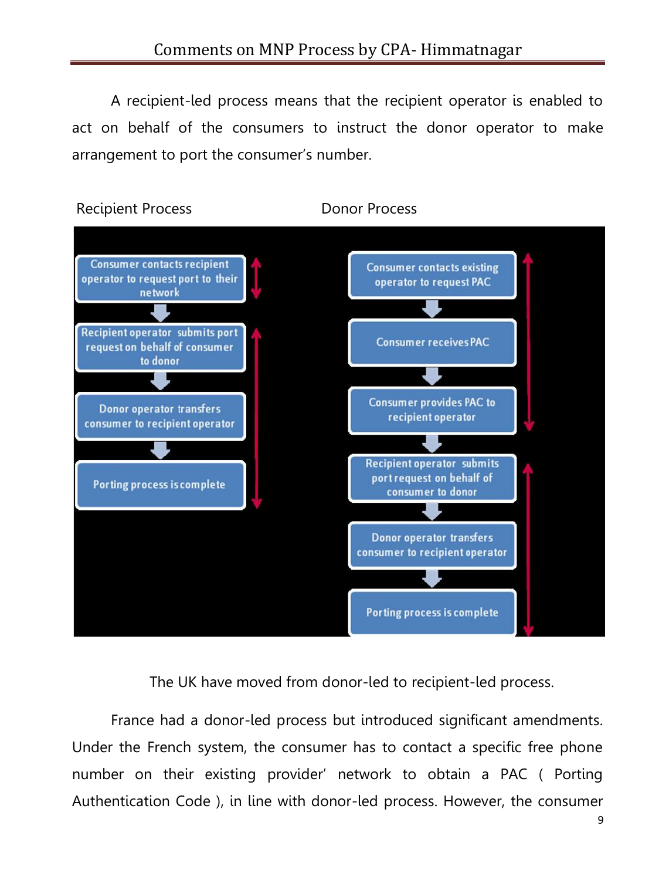A recipient-led process means that the recipient operator is enabled to act on behalf of the consumers to instruct the donor operator to make arrangement to port the consumer's number.

Recipient Process

- Consumer contacts recipient operator to request port to their network
- Recipient operator submits port request on behalf of consumer to donor
- Donor operator transfers consumer to recipient operator
- Porting process is complete

Donor Process

- Consumer contacts existing operator to request PAC
- Consumer receives PAC
- Consumer provides PAC to recipient operator
- Recipient operator submits port request on behalf of consumer to donor
- Donor operator transfers consumer to recipient operator
- Porting process is complete

The UK have moved from donor-led to recipient-led process.

France had a donor-led process but introduced significant amendments. Under the French system, the consumer has to contact a specific free phone number on their existing provider' network to obtain a PAC ( Porting Authentication Code ), in line with donor-led process. However, the consumer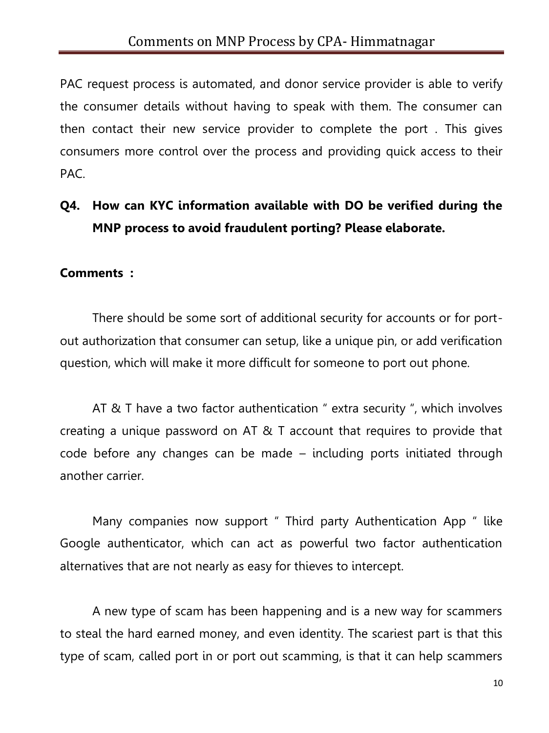PAC request process is automated, and donor service provider is able to verify the consumer details without having to speak with them. The consumer can then contact their new service provider to complete the port . This gives consumers more control over the process and providing quick access to their PAC.

**Q4. How can KYC information available with DO be verified during the MNP process to avoid fraudulent porting? Please elaborate.**

**Comments :**

There should be some sort of additional security for accounts or for port-out authorization that consumer can setup, like a unique pin, or add verification question, which will make it more difficult for someone to port out phone.

AT & T have a two factor authentication " extra security ", which involves creating a unique password on AT & T account that requires to provide that code before any changes can be made – including ports initiated through another carrier.

Many companies now support " Third party Authentication App " like Google authenticator, which can act as powerful two factor authentication alternatives that are not nearly as easy for thieves to intercept.

A new type of scam has been happening and is a new way for scammers to steal the hard earned money, and even identity. The scariest part is that this type of scam, called port in or port out scamming, is that it can help scammers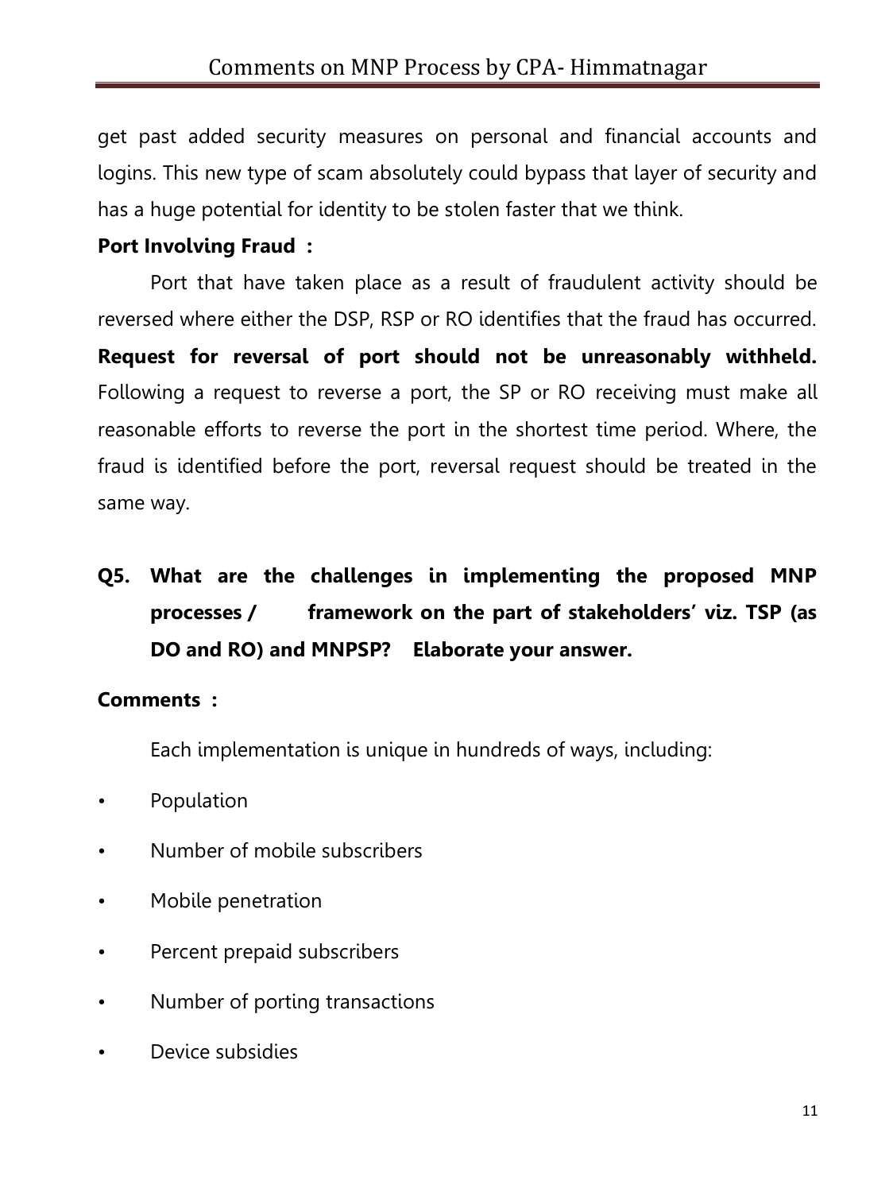get past added security measures on personal and financial accounts and logins. This new type of scam absolutely could bypass that layer of security and has a huge potential for identity to be stolen faster that we think.

**Port Involving Fraud :**

Port that have taken place as a result of fraudulent activity should be reversed where either the DSP, RSP or RO identifies that the fraud has occurred. **Request for reversal of port should not be unreasonably withheld.** Following a request to reverse a port, the SP or RO receiving must make all reasonable efforts to reverse the port in the shortest time period. Where, the fraud is identified before the port, reversal request should be treated in the same way.

**Q5. What are the challenges in implementing the proposed MNP processes / framework on the part of stakeholders' viz. TSP (as DO and RO) and MNPSP? Elaborate your answer.**

**Comments :**

Each implementation is unique in hundreds of ways, including:

- Population
- Number of mobile subscribers
- Mobile penetration
- Percent prepaid subscribers
- Number of porting transactions
- Device subsidies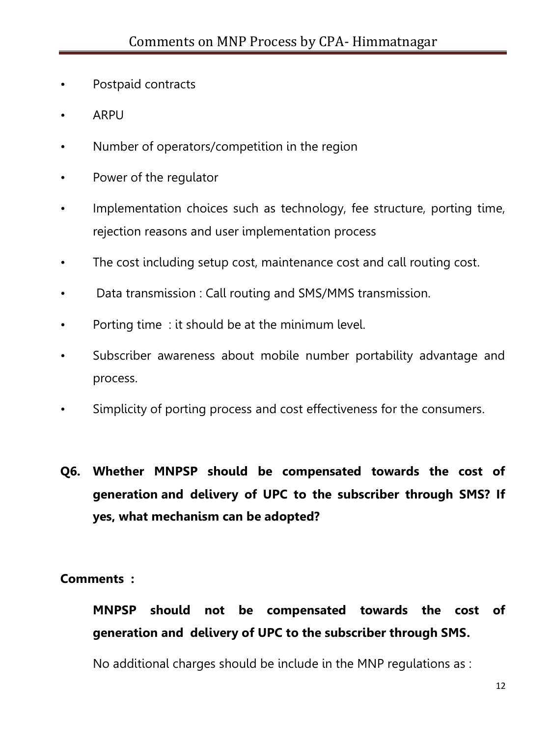- Postpaid contracts
- ARPU
- Number of operators/competition in the region
- Power of the regulator
- Implementation choices such as technology, fee structure, porting time, rejection reasons and user implementation process
- The cost including setup cost, maintenance cost and call routing cost.
- Data transmission : Call routing and SMS/MMS transmission.
- Porting time : it should be at the minimum level.
- Subscriber awareness about mobile number portability advantage and process.
- Simplicity of porting process and cost effectiveness for the consumers.

**Q6. Whether MNPSP should be compensated towards the cost of generation and delivery of UPC to the subscriber through SMS? If yes, what mechanism can be adopted?**

**Comments :**

**MNPSP should not be compensated towards the cost of generation and delivery of UPC to the subscriber through SMS.**

No additional charges should be include in the MNP regulations as :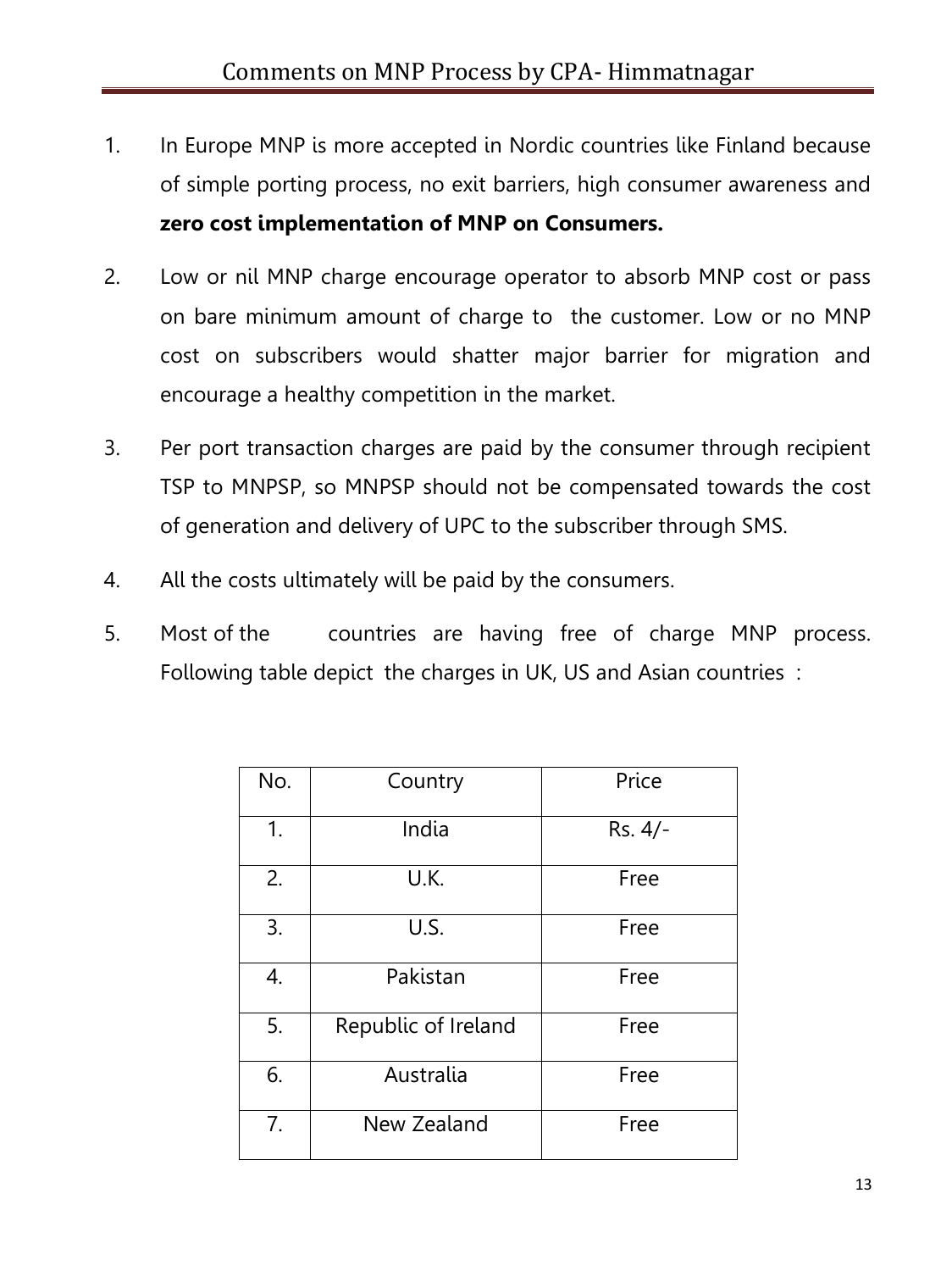1. In Europe MNP is more accepted in Nordic countries like Finland because of simple porting process, no exit barriers, high consumer awareness and **zero cost implementation of MNP on Consumers.**

2. Low or nil MNP charge encourage operator to absorb MNP cost or pass on bare minimum amount of charge to the customer. Low or no MNP cost on subscribers would shatter major barrier for migration and encourage a healthy competition in the market.

3. Per port transaction charges are paid by the consumer through recipient TSP to MNPSP, so MNPSP should not be compensated towards the cost of generation and delivery of UPC to the subscriber through SMS.

4. All the costs ultimately will be paid by the consumers.

5. Most of the countries are having free of charge MNP process. Following table depict the charges in UK, US and Asian countries :

| No. | Country | Price |
|---|---|---|
| 1. | India | Rs. 4/- |
| 2. | U.K. | Free |
| 3. | U.S. | Free |
| 4. | Pakistan | Free |
| 5. | Republic of Ireland | Free |
| 6. | Australia | Free |
| 7. | New Zealand | Free |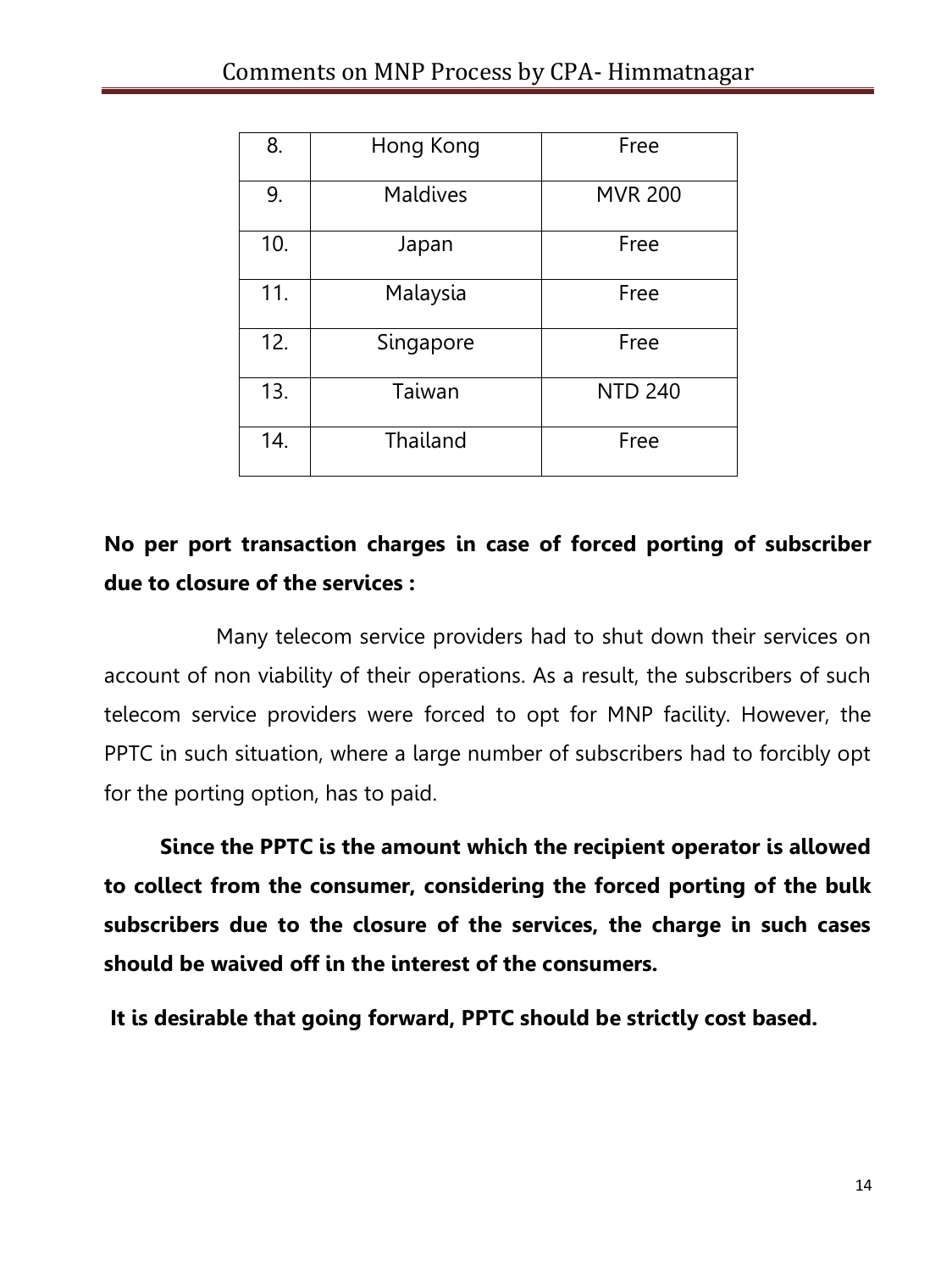| 8. | Hong Kong | Free |
|---|---|---|
| 9. | Maldives | MVR 200 |
| 10. | Japan | Free |
| 11. | Malaysia | Free |
| 12. | Singapore | Free |
| 13. | Taiwan | NTD 240 |
| 14. | Thailand | Free |

**No per port transaction charges in case of forced porting of subscriber due to closure of the services :**

Many telecom service providers had to shut down their services on account of non viability of their operations. As a result, the subscribers of such telecom service providers were forced to opt for MNP facility. However, the PPTC in such situation, where a large number of subscribers had to forcibly opt for the porting option, has to paid.

**Since the PPTC is the amount which the recipient operator is allowed to collect from the consumer, considering the forced porting of the bulk subscribers due to the closure of the services, the charge in such cases should be waived off in the interest of the consumers.**

**It is desirable that going forward, PPTC should be strictly cost based.**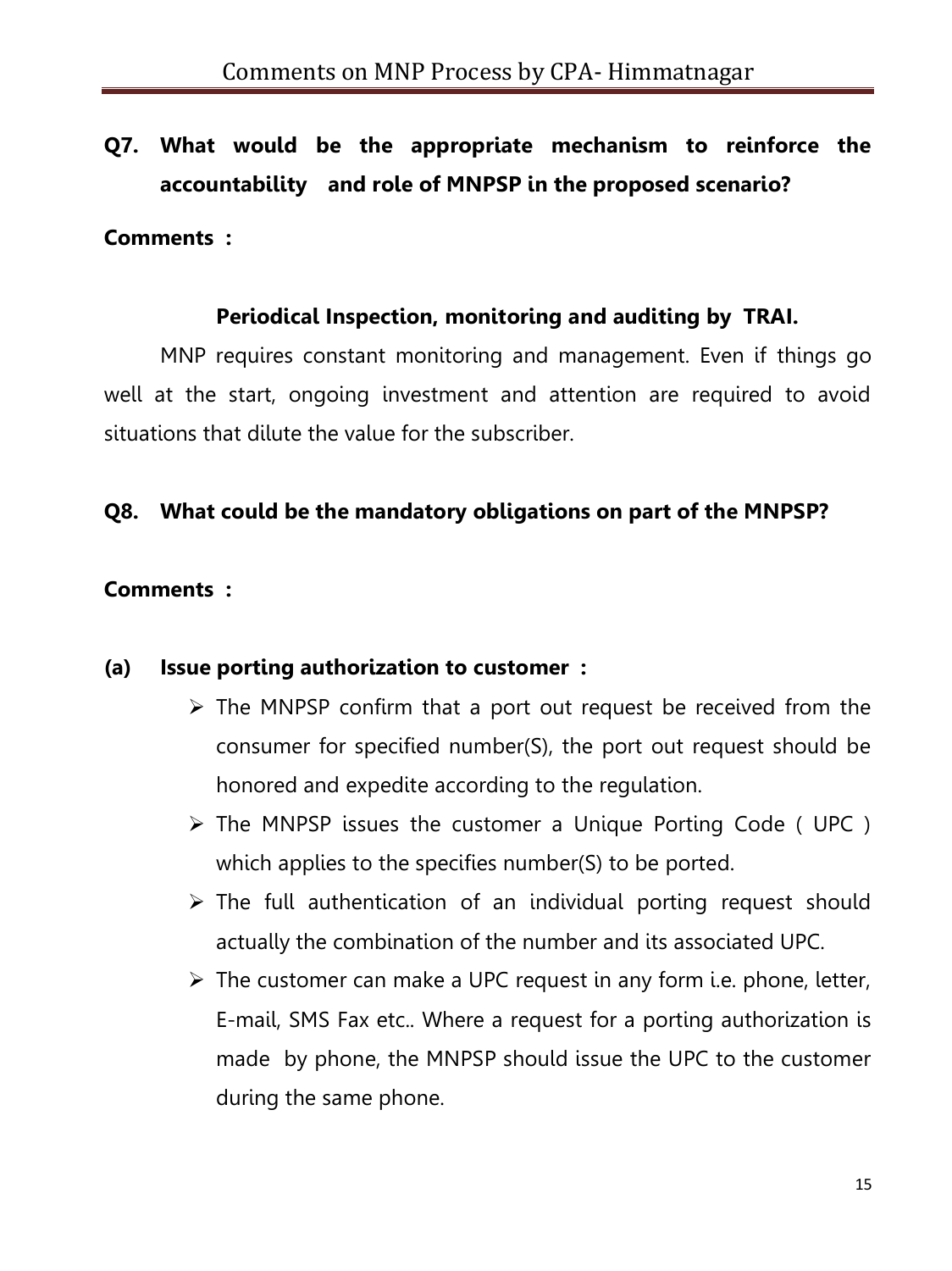**Q7. What would be the appropriate mechanism to reinforce the accountability and role of MNPSP in the proposed scenario?**

**Comments :**

**Periodical Inspection, monitoring and auditing by TRAI.**

MNP requires constant monitoring and management. Even if things go well at the start, ongoing investment and attention are required to avoid situations that dilute the value for the subscriber.

**Q8. What could be the mandatory obligations on part of the MNPSP?**

**Comments :**

**(a) Issue porting authorization to customer :**

- The MNPSP confirm that a port out request be received from the consumer for specified number(S), the port out request should be honored and expedite according to the regulation.
- The MNPSP issues the customer a Unique Porting Code ( UPC ) which applies to the specifies number(S) to be ported.
- The full authentication of an individual porting request should actually the combination of the number and its associated UPC.
- The customer can make a UPC request in any form i.e. phone, letter, E-mail, SMS Fax etc.. Where a request for a porting authorization is made by phone, the MNPSP should issue the UPC to the customer during the same phone.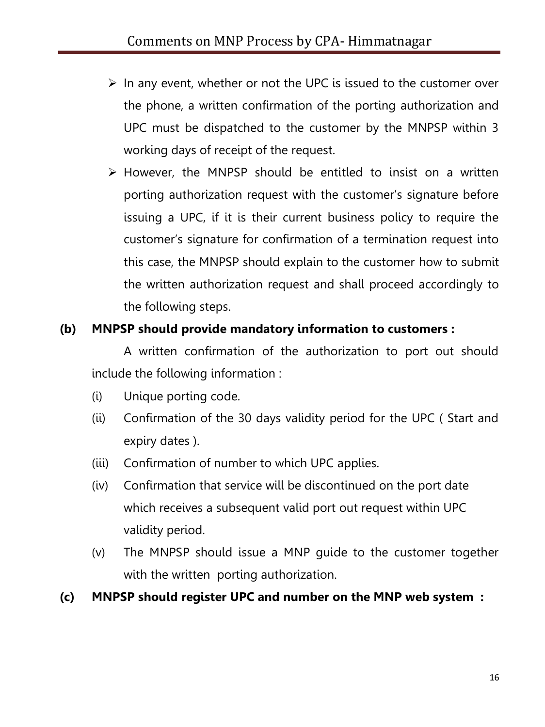- In any event, whether or not the UPC is issued to the customer over the phone, a written confirmation of the porting authorization and UPC must be dispatched to the customer by the MNPSP within 3 working days of receipt of the request.
- However, the MNPSP should be entitled to insist on a written porting authorization request with the customer's signature before issuing a UPC, if it is their current business policy to require the customer's signature for confirmation of a termination request into this case, the MNPSP should explain to the customer how to submit the written authorization request and shall proceed accordingly to the following steps.

**(b) MNPSP should provide mandatory information to customers :**

A written confirmation of the authorization to port out should include the following information :

(i) Unique porting code.

(ii) Confirmation of the 30 days validity period for the UPC ( Start and expiry dates ).

(iii) Confirmation of number to which UPC applies.

(iv) Confirmation that service will be discontinued on the port date which receives a subsequent valid port out request within UPC validity period.

(v) The MNPSP should issue a MNP guide to the customer together with the written porting authorization.

**(c) MNPSP should register UPC and number on the MNP web system :**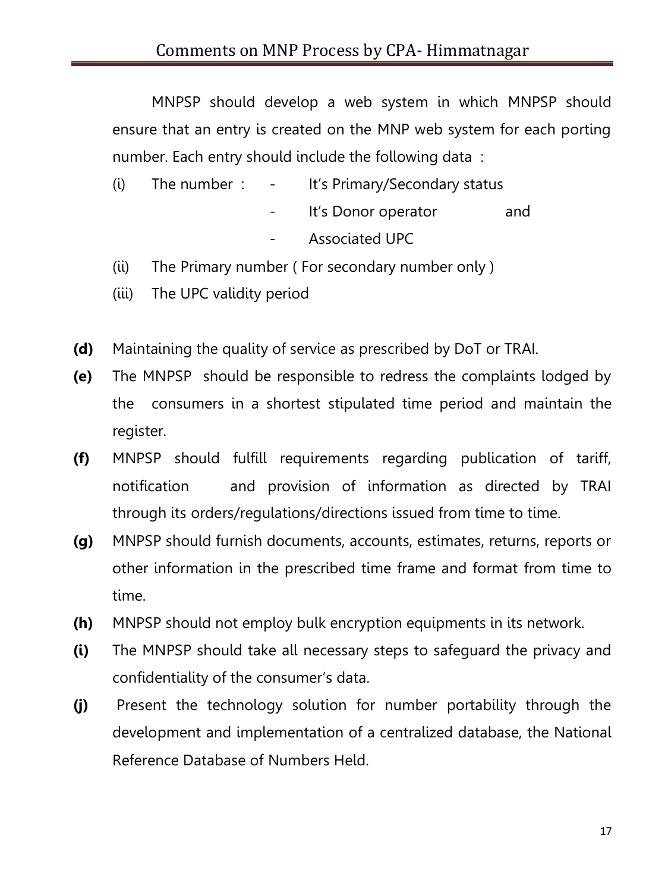MNPSP should develop a web system in which MNPSP should ensure that an entry is created on the MNP web system for each porting number. Each entry should include the following data :

(i) The number : - It's Primary/Secondary status
- It's Donor operator and
- Associated UPC

(ii) The Primary number ( For secondary number only )

(iii) The UPC validity period

**(d)** Maintaining the quality of service as prescribed by DoT or TRAI.

**(e)** The MNPSP should be responsible to redress the complaints lodged by the consumers in a shortest stipulated time period and maintain the register.

**(f)** MNPSP should fulfill requirements regarding publication of tariff, notification and provision of information as directed by TRAI through its orders/regulations/directions issued from time to time.

**(g)** MNPSP should furnish documents, accounts, estimates, returns, reports or other information in the prescribed time frame and format from time to time.

**(h)** MNPSP should not employ bulk encryption equipments in its network.

**(i)** The MNPSP should take all necessary steps to safeguard the privacy and confidentiality of the consumer's data.

**(j)** Present the technology solution for number portability through the development and implementation of a centralized database, the National Reference Database of Numbers Held.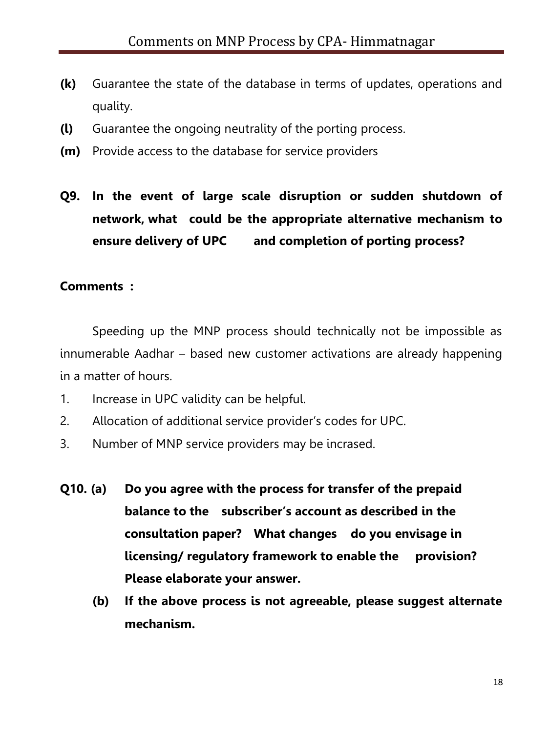**(k)** Guarantee the state of the database in terms of updates, operations and quality.

**(l)** Guarantee the ongoing neutrality of the porting process.

**(m)** Provide access to the database for service providers

**Q9. In the event of large scale disruption or sudden shutdown of network, what could be the appropriate alternative mechanism to ensure delivery of UPC and completion of porting process?**

**Comments :**

Speeding up the MNP process should technically not be impossible as innumerable Aadhar – based new customer activations are already happening in a matter of hours.

1. Increase in UPC validity can be helpful.
2. Allocation of additional service provider's codes for UPC.
3. Number of MNP service providers may be incrased.

**Q10. (a) Do you agree with the process for transfer of the prepaid balance to the subscriber's account as described in the consultation paper? What changes do you envisage in licensing/ regulatory framework to enable the provision? Please elaborate your answer.**

**(b) If the above process is not agreeable, please suggest alternate mechanism.**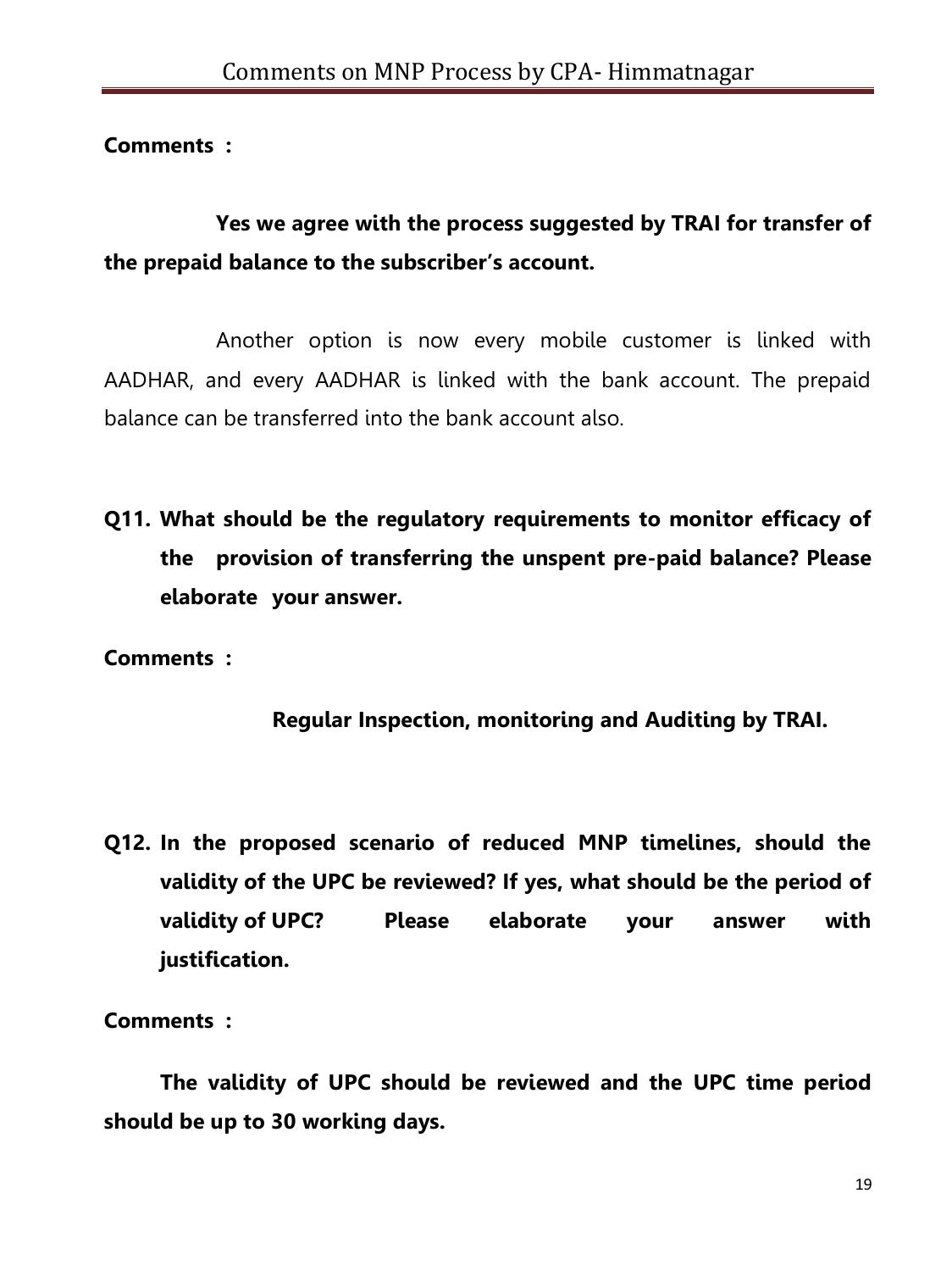**Comments :**

**Yes we agree with the process suggested by TRAI for transfer of the prepaid balance to the subscriber's account.**

Another option is now every mobile customer is linked with AADHAR, and every AADHAR is linked with the bank account. The prepaid balance can be transferred into the bank account also.

**Q11. What should be the regulatory requirements to monitor efficacy of the provision of transferring the unspent pre-paid balance? Please elaborate your answer.**

**Comments :**

**Regular Inspection, monitoring and Auditing by TRAI.**

**Q12. In the proposed scenario of reduced MNP timelines, should the validity of the UPC be reviewed? If yes, what should be the period of validity of UPC? Please elaborate your answer with justification.**

**Comments :**

**The validity of UPC should be reviewed and the UPC time period should be up to 30 working days.**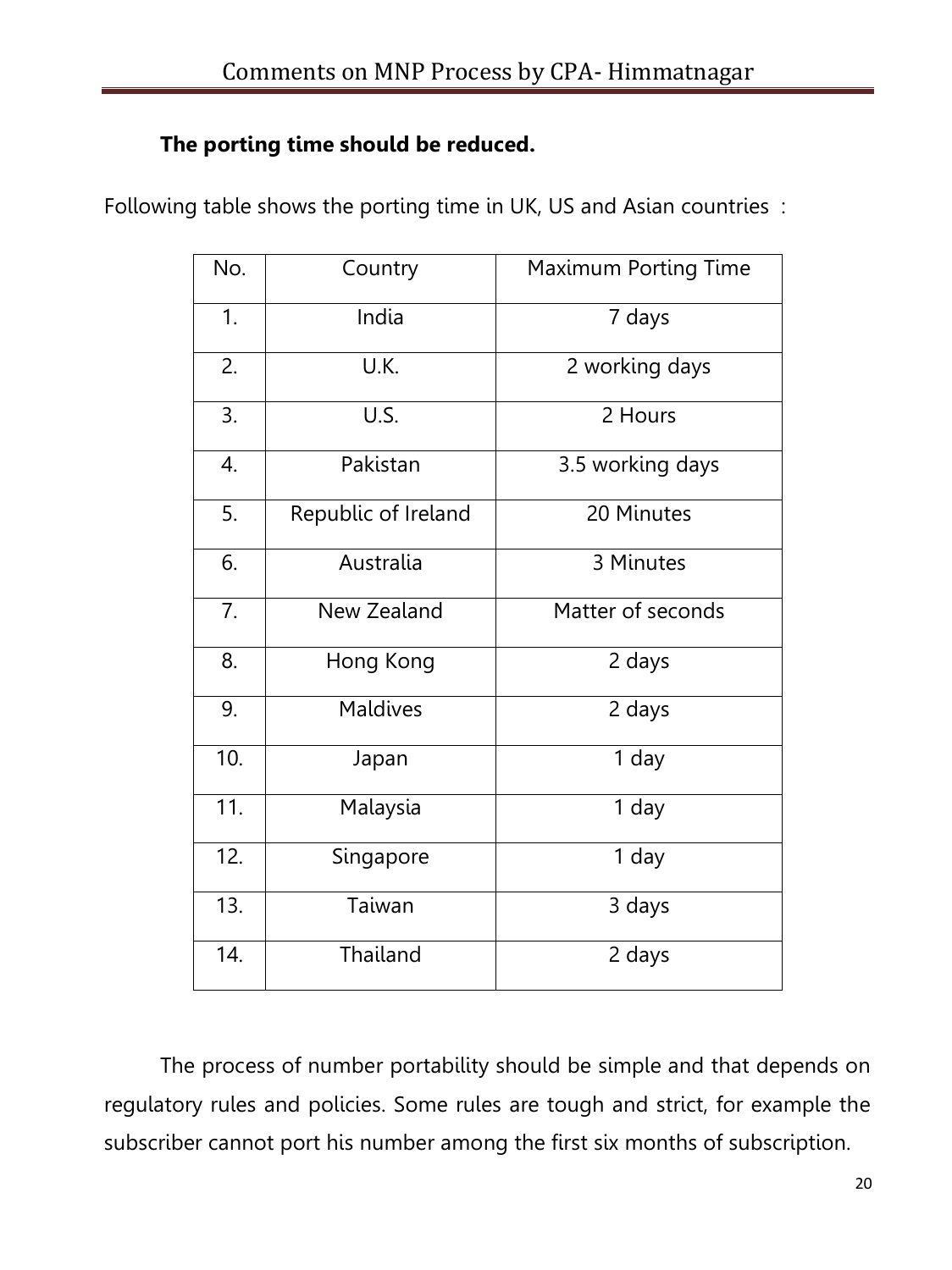**The porting time should be reduced.**

Following table shows the porting time in UK, US and Asian countries :

| No. | Country | Maximum Porting Time |
|---|---|---|
| 1. | India | 7 days |
| 2. | U.K. | 2 working days |
| 3. | U.S. | 2 Hours |
| 4. | Pakistan | 3.5 working days |
| 5. | Republic of Ireland | 20 Minutes |
| 6. | Australia | 3 Minutes |
| 7. | New Zealand | Matter of seconds |
| 8. | Hong Kong | 2 days |
| 9. | Maldives | 2 days |
| 10. | Japan | 1 day |
| 11. | Malaysia | 1 day |
| 12. | Singapore | 1 day |
| 13. | Taiwan | 3 days |
| 14. | Thailand | 2 days |

The process of number portability should be simple and that depends on regulatory rules and policies. Some rules are tough and strict, for example the subscriber cannot port his number among the first six months of subscription.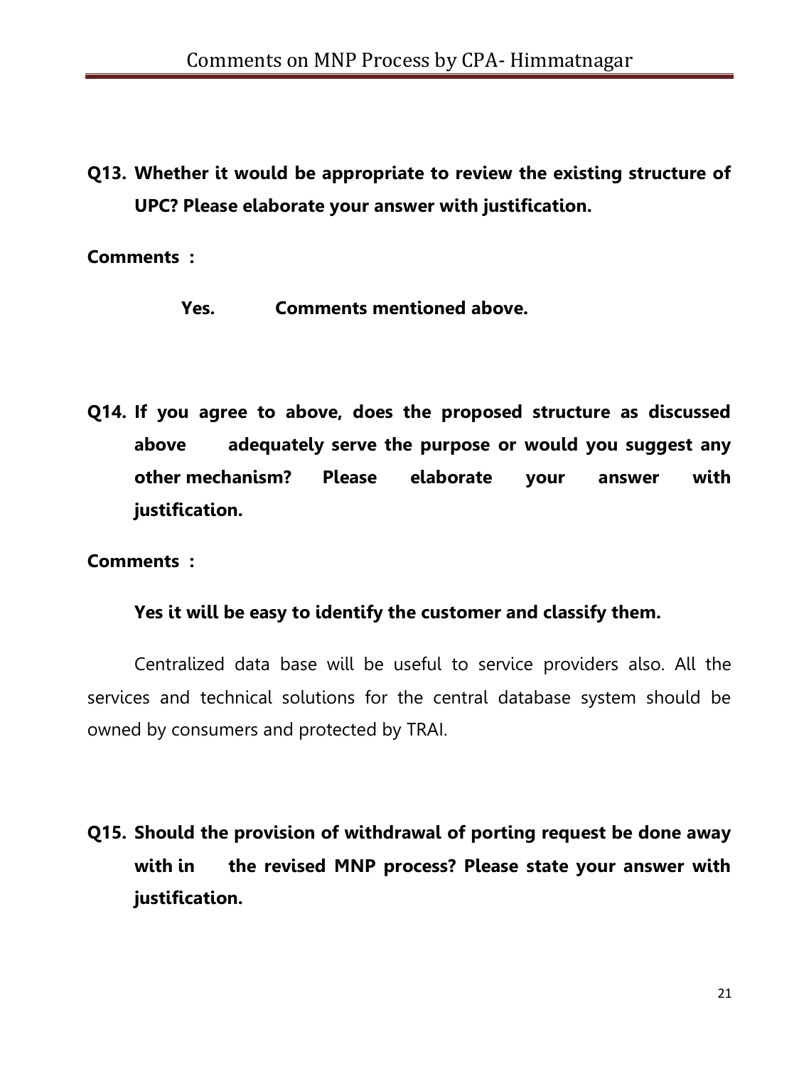**Q13. Whether it would be appropriate to review the existing structure of UPC? Please elaborate your answer with justification.**

**Comments :**

**Yes. Comments mentioned above.**

**Q14. If you agree to above, does the proposed structure as discussed above adequately serve the purpose or would you suggest any other mechanism? Please elaborate your answer with justification.**

**Comments :**

**Yes it will be easy to identify the customer and classify them.**

Centralized data base will be useful to service providers also. All the services and technical solutions for the central database system should be owned by consumers and protected by TRAI.

**Q15. Should the provision of withdrawal of porting request be done away with in the revised MNP process? Please state your answer with justification.**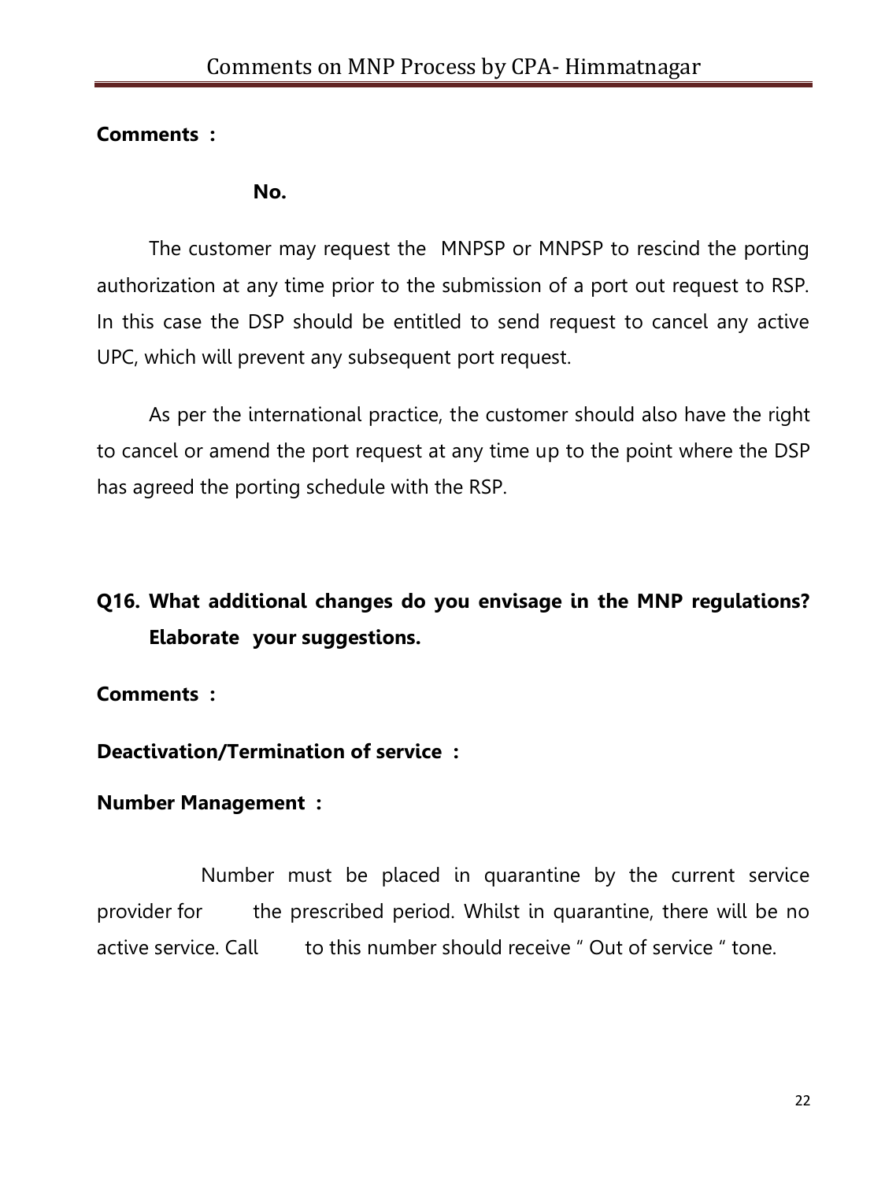**Comments :**

**No.**

The customer may request the MNPSP or MNPSP to rescind the porting authorization at any time prior to the submission of a port out request to RSP. In this case the DSP should be entitled to send request to cancel any active UPC, which will prevent any subsequent port request.

As per the international practice, the customer should also have the right to cancel or amend the port request at any time up to the point where the DSP has agreed the porting schedule with the RSP.

**Q16. What additional changes do you envisage in the MNP regulations? Elaborate your suggestions.**

**Comments :**

**Deactivation/Termination of service :**

**Number Management :**

Number must be placed in quarantine by the current service provider for the prescribed period. Whilst in quarantine, there will be no active service. Call to this number should receive " Out of service " tone.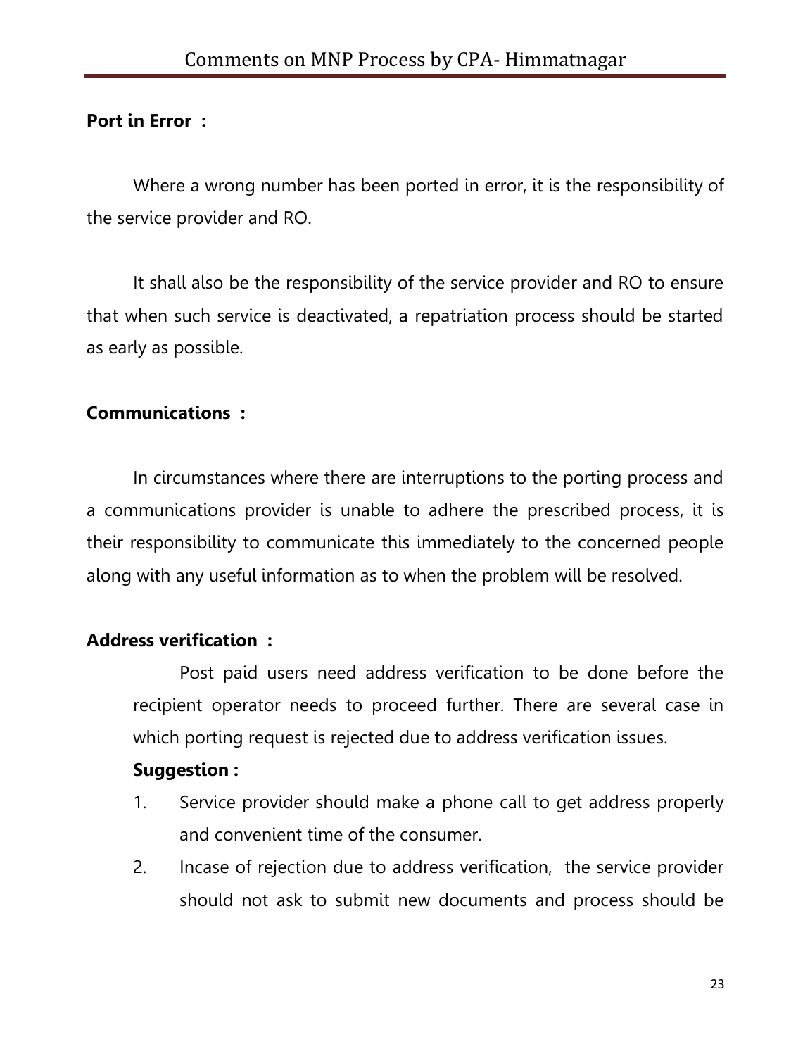**Port in Error :**

Where a wrong number has been ported in error, it is the responsibility of the service provider and RO.

It shall also be the responsibility of the service provider and RO to ensure that when such service is deactivated, a repatriation process should be started as early as possible.

**Communications :**

In circumstances where there are interruptions to the porting process and a communications provider is unable to adhere the prescribed process, it is their responsibility to communicate this immediately to the concerned people along with any useful information as to when the problem will be resolved.

**Address verification :**

Post paid users need address verification to be done before the recipient operator needs to proceed further. There are several case in which porting request is rejected due to address verification issues.

**Suggestion :**

1. Service provider should make a phone call to get address properly and convenient time of the consumer.
2. Incase of rejection due to address verification, the service provider should not ask to submit new documents and process should be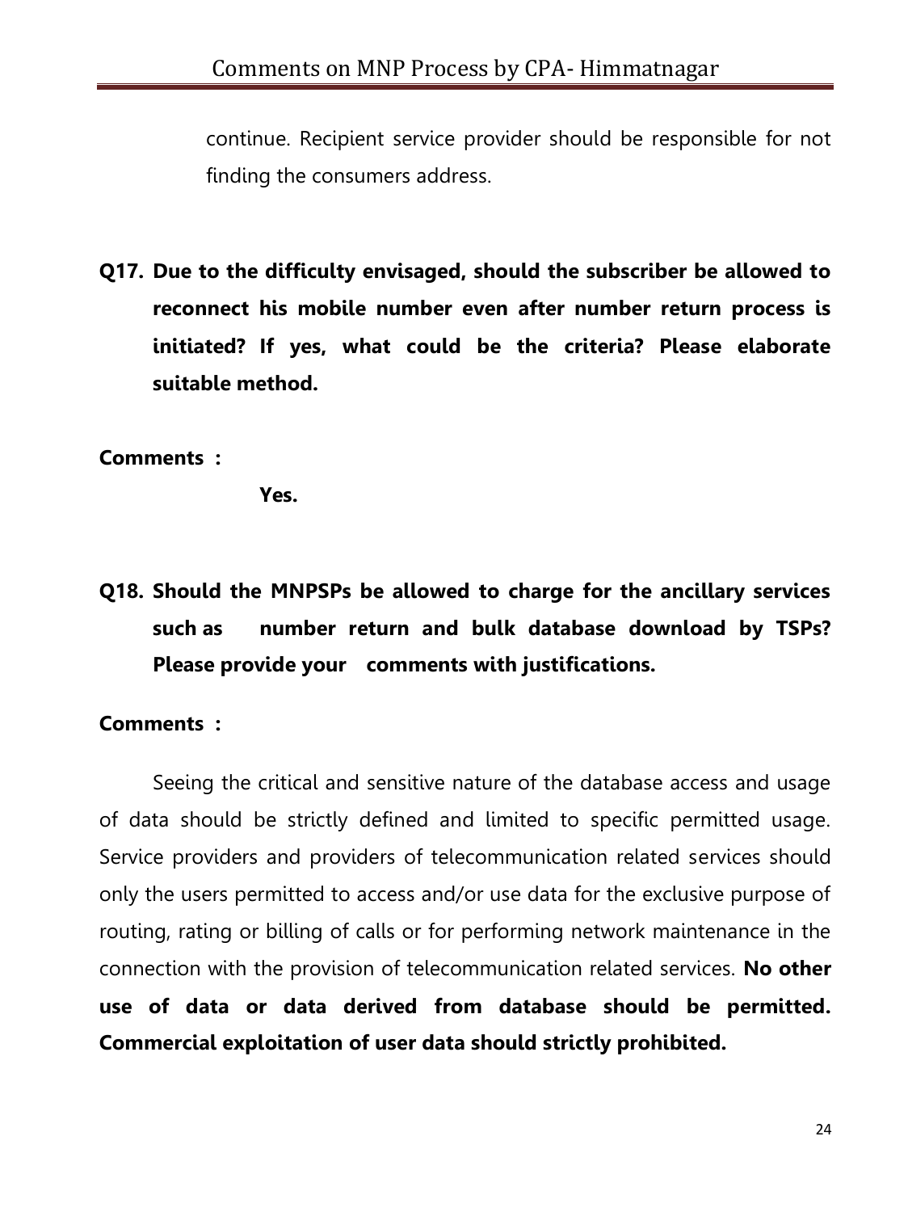continue. Recipient service provider should be responsible for not finding the consumers address.

**Q17. Due to the difficulty envisaged, should the subscriber be allowed to reconnect his mobile number even after number return process is initiated? If yes, what could be the criteria? Please elaborate suitable method.**

**Comments :**

**Yes.**

**Q18. Should the MNPSPs be allowed to charge for the ancillary services such as number return and bulk database download by TSPs? Please provide your comments with justifications.**

**Comments :**

Seeing the critical and sensitive nature of the database access and usage of data should be strictly defined and limited to specific permitted usage. Service providers and providers of telecommunication related services should only the users permitted to access and/or use data for the exclusive purpose of routing, rating or billing of calls or for performing network maintenance in the connection with the provision of telecommunication related services. **No other use of data or data derived from database should be permitted. Commercial exploitation of user data should strictly prohibited.**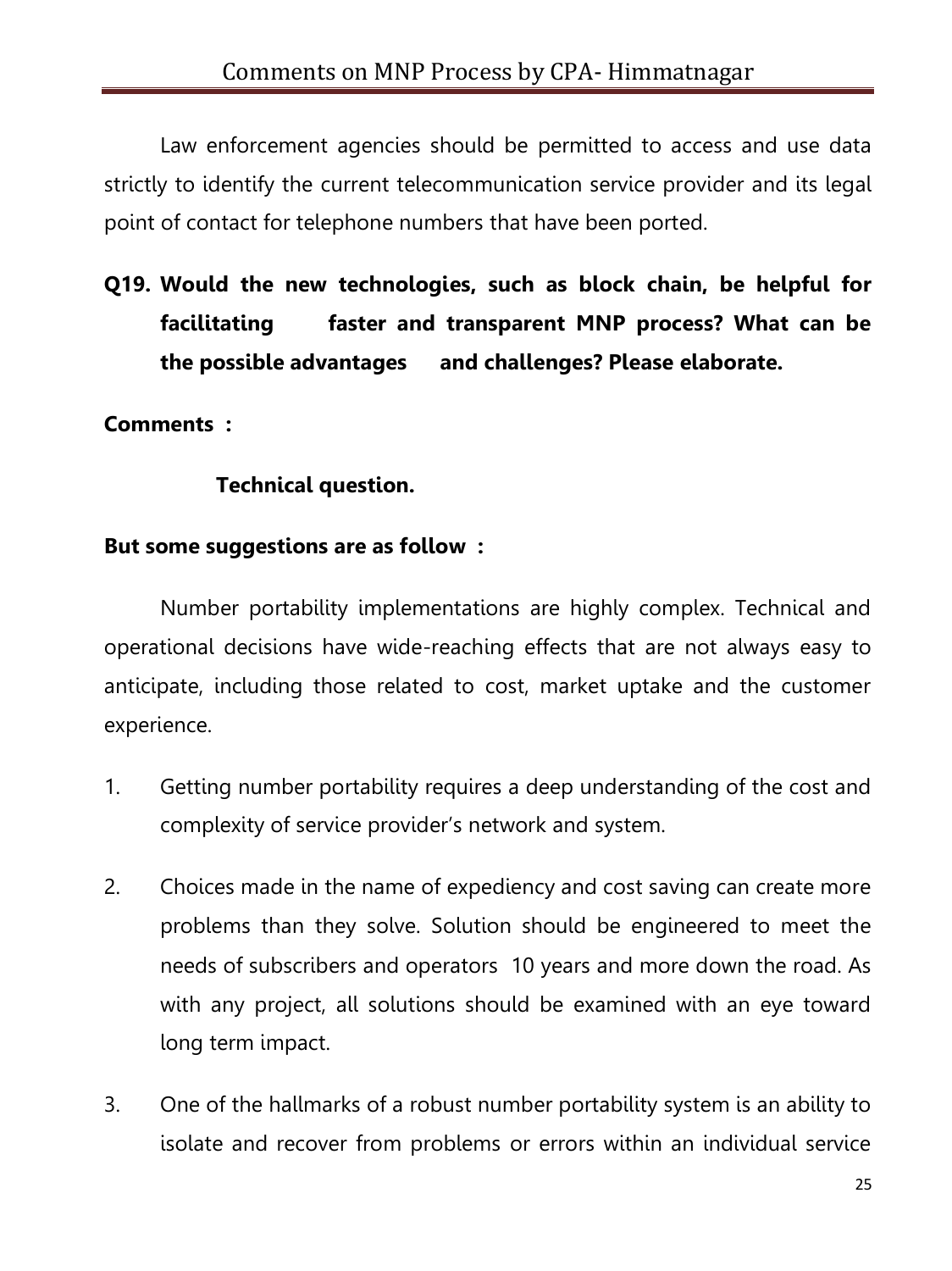Law enforcement agencies should be permitted to access and use data strictly to identify the current telecommunication service provider and its legal point of contact for telephone numbers that have been ported.

**Q19. Would the new technologies, such as block chain, be helpful for facilitating faster and transparent MNP process? What can be the possible advantages and challenges? Please elaborate.**

**Comments :**

**Technical question.**

**But some suggestions are as follow :**

Number portability implementations are highly complex. Technical and operational decisions have wide-reaching effects that are not always easy to anticipate, including those related to cost, market uptake and the customer experience.

1. Getting number portability requires a deep understanding of the cost and complexity of service provider's network and system.
2. Choices made in the name of expediency and cost saving can create more problems than they solve. Solution should be engineered to meet the needs of subscribers and operators 10 years and more down the road. As with any project, all solutions should be examined with an eye toward long term impact.
3. One of the hallmarks of a robust number portability system is an ability to isolate and recover from problems or errors within an individual service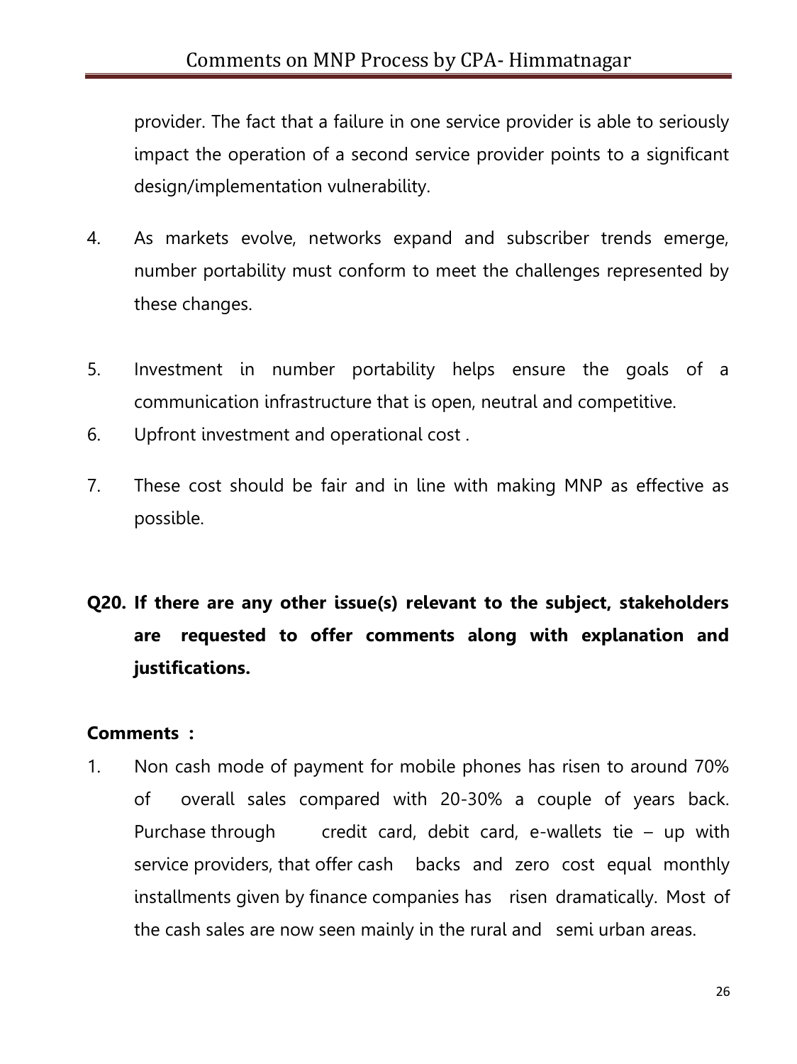provider. The fact that a failure in one service provider is able to seriously impact the operation of a second service provider points to a significant design/implementation vulnerability.

4. As markets evolve, networks expand and subscriber trends emerge, number portability must conform to meet the challenges represented by these changes.

5. Investment in number portability helps ensure the goals of a communication infrastructure that is open, neutral and competitive.
6. Upfront investment and operational cost .

7. These cost should be fair and in line with making MNP as effective as possible.

**Q20. If there are any other issue(s) relevant to the subject, stakeholders are requested to offer comments along with explanation and justifications.**

**Comments :**

1. Non cash mode of payment for mobile phones has risen to around 70% of overall sales compared with 20-30% a couple of years back. Purchase through credit card, debit card, e-wallets tie – up with service providers, that offer cash backs and zero cost equal monthly installments given by finance companies has risen dramatically. Most of the cash sales are now seen mainly in the rural and semi urban areas.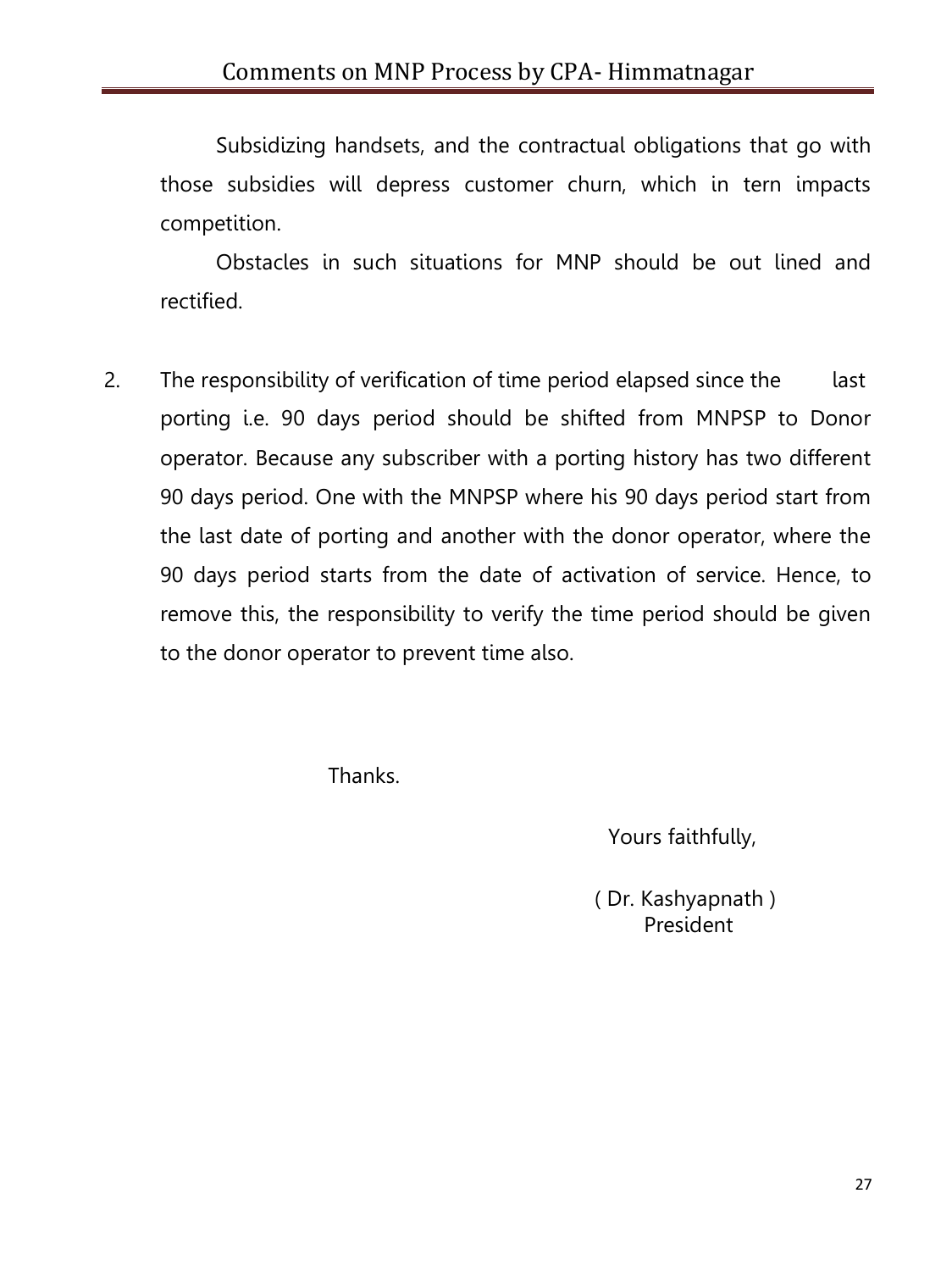Subsidizing handsets, and the contractual obligations that go with those subsidies will depress customer churn, which in tern impacts competition.

Obstacles in such situations for MNP should be out lined and rectified.

2. The responsibility of verification of time period elapsed since the last porting i.e. 90 days period should be shifted from MNPSP to Donor operator. Because any subscriber with a porting history has two different 90 days period. One with the MNPSP where his 90 days period start from the last date of porting and another with the donor operator, where the 90 days period starts from the date of activation of service. Hence, to remove this, the responsibility to verify the time period should be given to the donor operator to prevent time also.

Thanks.

Yours faithfully,

( Dr. Kashyapnath )
President